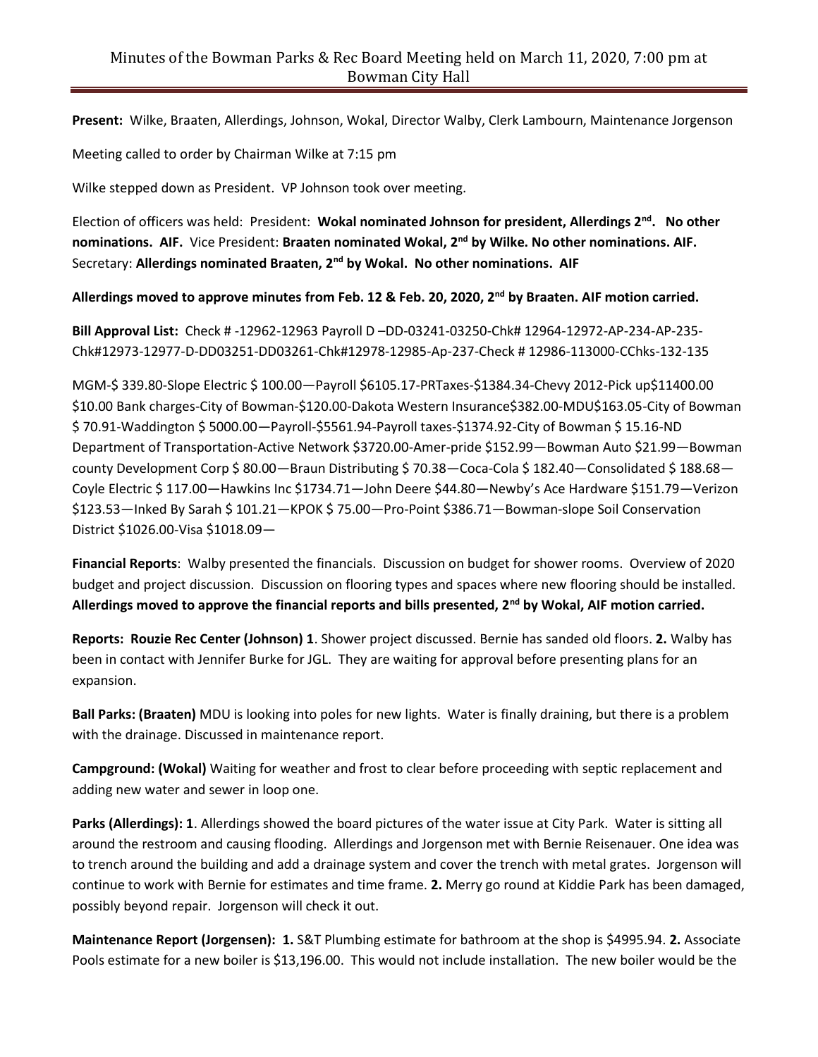# Minutes of the Bowman Parks & Rec Board Meeting held on March 11, 2020, 7:00 pm at Bowman City Hall

**Present:** Wilke, Braaten, Allerdings, Johnson, Wokal, Director Walby, Clerk Lambourn, Maintenance Jorgenson

Meeting called to order by Chairman Wilke at 7:15 pm

Wilke stepped down as President. VP Johnson took over meeting.

Election of officers was held: President: **Wokal nominated Johnson for president, Allerdings 2nd. No other nominations. AIF.** Vice President: **Braaten nominated Wokal, 2nd by Wilke. No other nominations. AIF.** Secretary: **Allerdings nominated Braaten, 2nd by Wokal. No other nominations. AIF**

**Allerdings moved to approve minutes from Feb. 12 & Feb. 20, 2020, 2nd by Braaten. AIF motion carried.**

**Bill Approval List:** Check # -12962-12963 Payroll D –DD-03241-03250-Chk# 12964-12972-AP-234-AP-235-Chk#12973-12977-D-DD03251-DD03261-Chk#12978-12985-Ap-237-Check # 12986-113000-CChks-132-135

MGM-$ 339.80-Slope Electric $ 100.00—Payroll $6105.17-PRTaxes-$1384.34-Chevy 2012-Pick up$11400.00 $10.00 Bank charges-City of Bowman-$120.00-Dakota Western Insurance$382.00-MDU$163.05-City of Bowman $ 70.91-Waddington $ 5000.00—Payroll-$5561.94-Payroll taxes-$1374.92-City of Bowman $ 15.16-ND Department of Transportation-Active Network $3720.00-Amer-pride $152.99—Bowman Auto $21.99—Bowman county Development Corp $ 80.00—Braun Distributing $ 70.38—Coca-Cola $ 182.40—Consolidated $ 188.68—Coyle Electric $ 117.00—Hawkins Inc $1734.71—John Deere $44.80—Newby's Ace Hardware $151.79—Verizon $123.53—Inked By Sarah $ 101.21—KPOK $ 75.00—Pro-Point $386.71—Bowman-slope Soil Conservation District $1026.00-Visa $1018.09—

**Financial Reports**: Walby presented the financials. Discussion on budget for shower rooms. Overview of 2020 budget and project discussion. Discussion on flooring types and spaces where new flooring should be installed. **Allerdings moved to approve the financial reports and bills presented, 2nd by Wokal, AIF motion carried.**

**Reports: Rouzie Rec Center (Johnson) 1**. Shower project discussed. Bernie has sanded old floors. **2.** Walby has been in contact with Jennifer Burke for JGL. They are waiting for approval before presenting plans for an expansion.

**Ball Parks: (Braaten)** MDU is looking into poles for new lights. Water is finally draining, but there is a problem with the drainage. Discussed in maintenance report.

**Campground: (Wokal)** Waiting for weather and frost to clear before proceeding with septic replacement and adding new water and sewer in loop one.

**Parks (Allerdings): 1**. Allerdings showed the board pictures of the water issue at City Park. Water is sitting all around the restroom and causing flooding. Allerdings and Jorgenson met with Bernie Reisenauer. One idea was to trench around the building and add a drainage system and cover the trench with metal grates. Jorgenson will continue to work with Bernie for estimates and time frame. **2.** Merry go round at Kiddie Park has been damaged, possibly beyond repair. Jorgenson will check it out.

**Maintenance Report (Jorgensen): 1.** S&T Plumbing estimate for bathroom at the shop is $4995.94. **2.** Associate Pools estimate for a new boiler is $13,196.00. This would not include installation. The new boiler would be the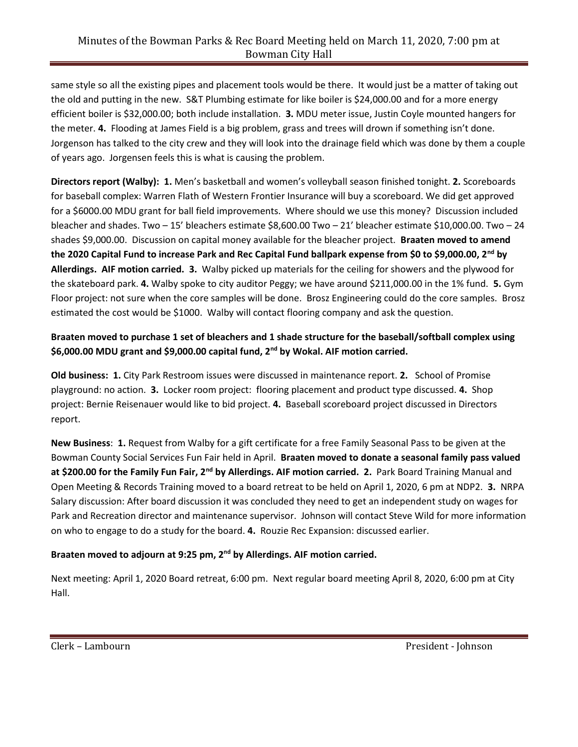same style so all the existing pipes and placement tools would be there. It would just be a matter of taking out the old and putting in the new. S&T Plumbing estimate for like boiler is $24,000.00 and for a more energy efficient boiler is $32,000.00; both include installation. **3.** MDU meter issue, Justin Coyle mounted hangers for the meter. **4.** Flooding at James Field is a big problem, grass and trees will drown if something isn't done. Jorgenson has talked to the city crew and they will look into the drainage field which was done by them a couple of years ago. Jorgensen feels this is what is causing the problem.

**Directors report (Walby): 1.** Men's basketball and women's volleyball season finished tonight. **2.** Scoreboards for baseball complex: Warren Flath of Western Frontier Insurance will buy a scoreboard. We did get approved for a $6000.00 MDU grant for ball field improvements. Where should we use this money? Discussion included bleacher and shades. Two – 15' bleachers estimate $8,600.00 Two – 21' bleacher estimate $10,000.00. Two – 24 shades $9,000.00. Discussion on capital money available for the bleacher project. **Braaten moved to amend the 2020 Capital Fund to increase Park and Rec Capital Fund ballpark expense from $0 to $9,000.00, 2nd by Allerdings. AIF motion carried. 3.** Walby picked up materials for the ceiling for showers and the plywood for the skateboard park. **4.** Walby spoke to city auditor Peggy; we have around $211,000.00 in the 1% fund. **5.** Gym Floor project: not sure when the core samples will be done. Brosz Engineering could do the core samples. Brosz estimated the cost would be $1000. Walby will contact flooring company and ask the question.

**Braaten moved to purchase 1 set of bleachers and 1 shade structure for the baseball/softball complex using $6,000.00 MDU grant and $9,000.00 capital fund, 2nd by Wokal. AIF motion carried.**

**Old business: 1.** City Park Restroom issues were discussed in maintenance report. **2.** School of Promise playground: no action. **3.** Locker room project: flooring placement and product type discussed. **4.** Shop project: Bernie Reisenauer would like to bid project. **4.** Baseball scoreboard project discussed in Directors report.

**New Business**: **1.** Request from Walby for a gift certificate for a free Family Seasonal Pass to be given at the Bowman County Social Services Fun Fair held in April. **Braaten moved to donate a seasonal family pass valued at $200.00 for the Family Fun Fair, 2nd by Allerdings. AIF motion carried. 2.** Park Board Training Manual and Open Meeting & Records Training moved to a board retreat to be held on April 1, 2020, 6 pm at NDP2. **3.** NRPA Salary discussion: After board discussion it was concluded they need to get an independent study on wages for Park and Recreation director and maintenance supervisor. Johnson will contact Steve Wild for more information on who to engage to do a study for the board. **4.** Rouzie Rec Expansion: discussed earlier.

**Braaten moved to adjourn at 9:25 pm, 2nd by Allerdings. AIF motion carried.**

Next meeting: April 1, 2020 Board retreat, 6:00 pm. Next regular board meeting April 8, 2020, 6:00 pm at City Hall.

Clerk – Lambourn

President - Johnson